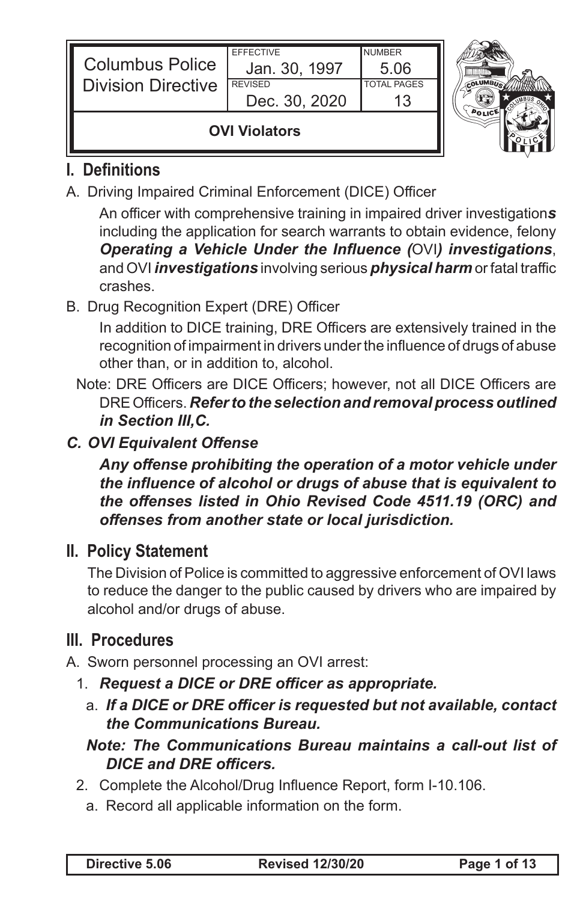| Columbus Police Division Directive | EFFECTIVE Jan. 30, 1997 | NUMBER 5.06 |
| --- | --- | --- |
| | REVISED Dec. 30, 2020 | TOTAL PAGES 13 |
| **OVI Violators** | | |

## I. Definitions

A. Driving Impaired Criminal Enforcement (DICE) Officer

An officer with comprehensive training in impaired driver investigation***s*** including the application for search warrants to obtain evidence, felony ***Operating a Vehicle Under the Influence (***OVI***) investigations***, and OVI ***investigations*** involving serious ***physical harm*** or fatal traffic crashes.

B. Drug Recognition Expert (DRE) Officer

In addition to DICE training, DRE Officers are extensively trained in the recognition of impairment in drivers under the influence of drugs of abuse other than, or in addition to, alcohol.

Note: DRE Officers are DICE Officers; however, not all DICE Officers are DRE Officers. ***Refer to the selection and removal process outlined in Section III,C.***

***C. OVI Equivalent Offense***

***Any offense prohibiting the operation of a motor vehicle under the influence of alcohol or drugs of abuse that is equivalent to the offenses listed in Ohio Revised Code 4511.19 (ORC) and offenses from another state or local jurisdiction.***

## II. Policy Statement

The Division of Police is committed to aggressive enforcement of OVI laws to reduce the danger to the public caused by drivers who are impaired by alcohol and/or drugs of abuse.

## III. Procedures

A. Sworn personnel processing an OVI arrest:

1. ***Request a DICE or DRE officer as appropriate.***
   a. ***If a DICE or DRE officer is requested but not available, contact the Communications Bureau.***

   ***Note: The Communications Bureau maintains a call-out list of DICE and DRE officers.***
2. Complete the Alcohol/Drug Influence Report, form I-10.106.
   a. Record all applicable information on the form.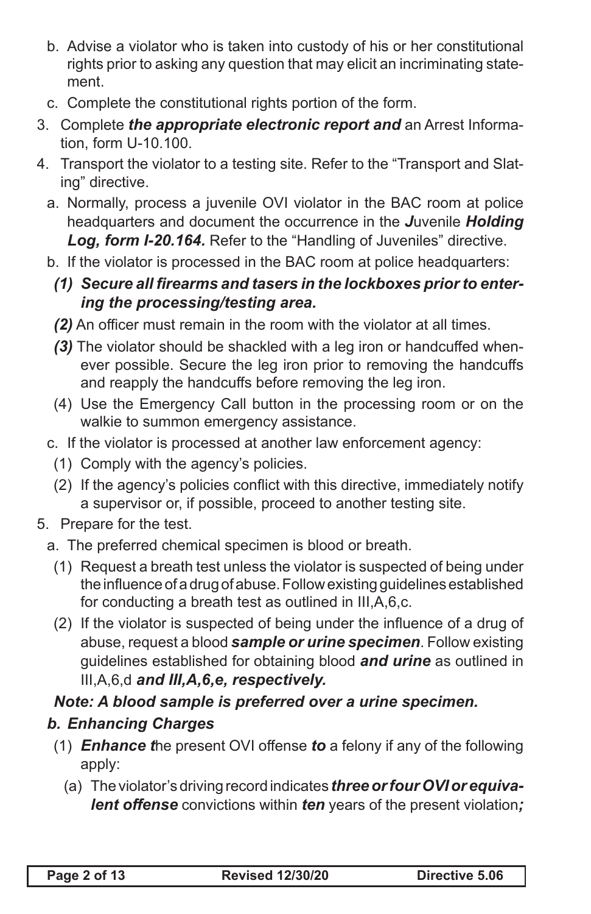b. Advise a violator who is taken into custody of his or her constitutional rights prior to asking any question that may elicit an incriminating statement.

c. Complete the constitutional rights portion of the form.

3. Complete ***the appropriate electronic report and*** an Arrest Information, form U-10.100.

4. Transport the violator to a testing site. Refer to the "Transport and Slating" directive.

   a. Normally, process a juvenile OVI violator in the BAC room at police headquarters and document the occurrence in the ***J***uvenile ***Holding Log, form I-20.164.*** Refer to the "Handling of Juveniles" directive.

   b. If the violator is processed in the BAC room at police headquarters:

      ***(1) Secure all firearms and tasers in the lockboxes prior to entering the processing/testing area.***

      ***(2)*** An officer must remain in the room with the violator at all times.

      ***(3)*** The violator should be shackled with a leg iron or handcuffed whenever possible. Secure the leg iron prior to removing the handcuffs and reapply the handcuffs before removing the leg iron.

      (4) Use the Emergency Call button in the processing room or on the walkie to summon emergency assistance.

   c. If the violator is processed at another law enforcement agency:

      (1) Comply with the agency's policies.

      (2) If the agency's policies conflict with this directive, immediately notify a supervisor or, if possible, proceed to another testing site.

5. Prepare for the test.

   a. The preferred chemical specimen is blood or breath.

      (1) Request a breath test unless the violator is suspected of being under the influence of a drug of abuse. Follow existing guidelines established for conducting a breath test as outlined in III,A,6,c.

      (2) If the violator is suspected of being under the influence of a drug of abuse, request a blood ***sample or urine specimen***. Follow existing guidelines established for obtaining blood ***and urine*** as outlined in III,A,6,d ***and III,A,6,e, respectively.***

   ***Note: A blood sample is preferred over a urine specimen.***

   ***b. Enhancing Charges***

      (1) ***Enhance t***he present OVI offense ***to*** a felony if any of the following apply:

         (a) The violator's driving record indicates ***three or four OVI or equivalent offense*** convictions within ***ten*** years of the present violation***;***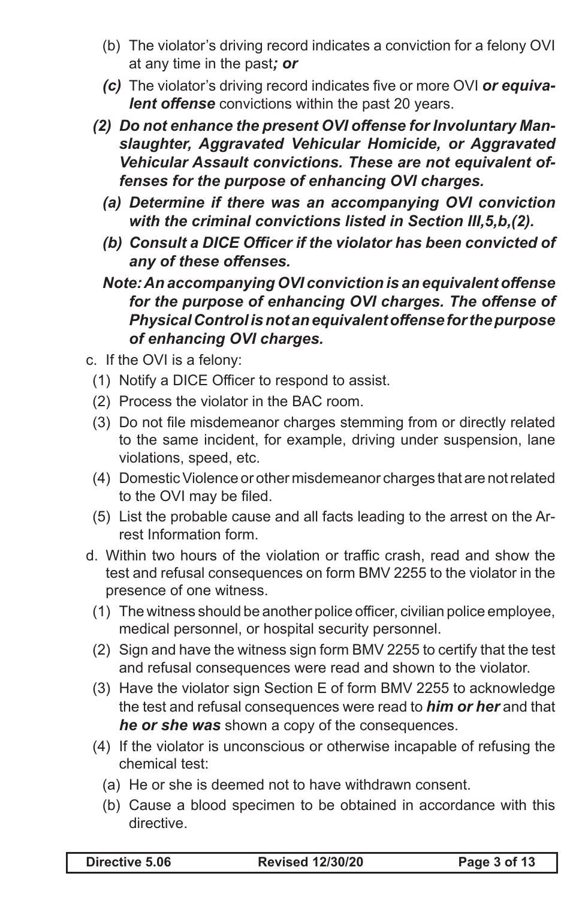- (b) The violator's driving record indicates a conviction for a felony OVI at any time in the past***; or***
- ***(c)*** The violator's driving record indicates five or more OVI ***or equivalent offense*** convictions within the past 20 years.

***(2) Do not enhance the present OVI offense for Involuntary Manslaughter, Aggravated Vehicular Homicide, or Aggravated Vehicular Assault convictions. These are not equivalent offenses for the purpose of enhancing OVI charges.***

- ***(a) Determine if there was an accompanying OVI conviction with the criminal convictions listed in Section III,5,b,(2).***
- ***(b) Consult a DICE Officer if the violator has been convicted of any of these offenses.***

***Note: An accompanying OVI conviction is an equivalent offense for the purpose of enhancing OVI charges. The offense of Physical Control is not an equivalent offense for the purpose of enhancing OVI charges.***

c. If the OVI is a felony:

- (1) Notify a DICE Officer to respond to assist.
- (2) Process the violator in the BAC room.
- (3) Do not file misdemeanor charges stemming from or directly related to the same incident, for example, driving under suspension, lane violations, speed, etc.
- (4) Domestic Violence or other misdemeanor charges that are not related to the OVI may be filed.
- (5) List the probable cause and all facts leading to the arrest on the Arrest Information form.

d. Within two hours of the violation or traffic crash, read and show the test and refusal consequences on form BMV 2255 to the violator in the presence of one witness.

- (1) The witness should be another police officer, civilian police employee, medical personnel, or hospital security personnel.
- (2) Sign and have the witness sign form BMV 2255 to certify that the test and refusal consequences were read and shown to the violator.
- (3) Have the violator sign Section E of form BMV 2255 to acknowledge the test and refusal consequences were read to ***him or her*** and that ***he or she was*** shown a copy of the consequences.
- (4) If the violator is unconscious or otherwise incapable of refusing the chemical test:
  - (a) He or she is deemed not to have withdrawn consent.
  - (b) Cause a blood specimen to be obtained in accordance with this directive.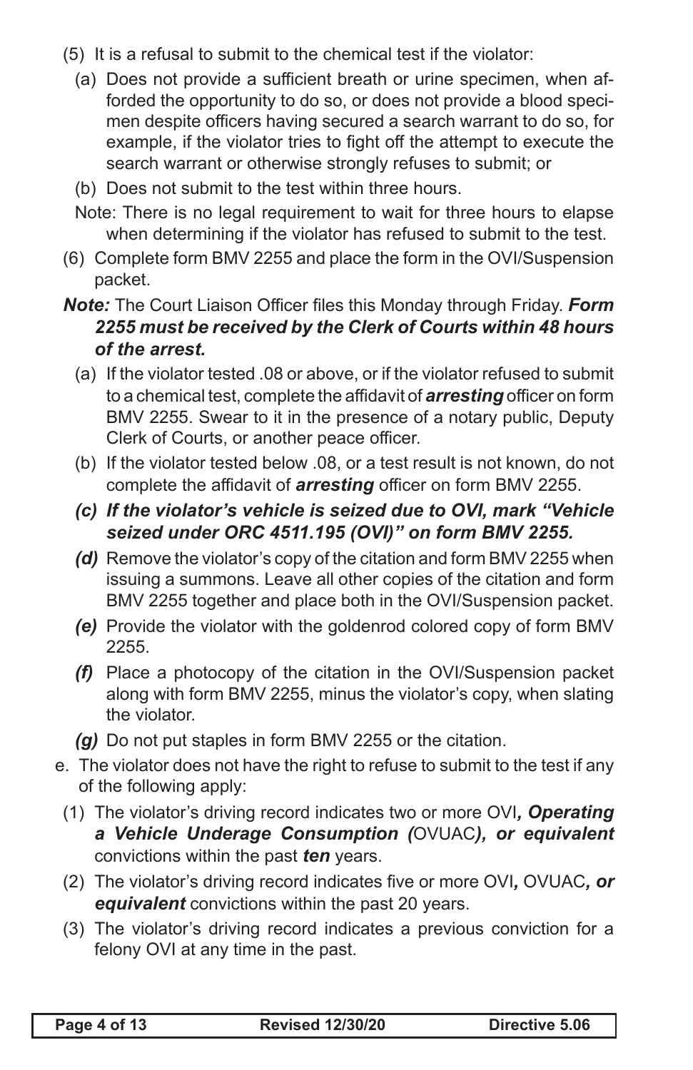(5) It is a refusal to submit to the chemical test if the violator:

   (a) Does not provide a sufficient breath or urine specimen, when afforded the opportunity to do so, or does not provide a blood specimen despite officers having secured a search warrant to do so, for example, if the violator tries to fight off the attempt to execute the search warrant or otherwise strongly refuses to submit; or

   (b) Does not submit to the test within three hours.

   Note: There is no legal requirement to wait for three hours to elapse when determining if the violator has refused to submit to the test.

(6) Complete form BMV 2255 and place the form in the OVI/Suspension packet.

***Note:*** The Court Liaison Officer files this Monday through Friday. ***Form 2255 must be received by the Clerk of Courts within 48 hours of the arrest.***

   (a) If the violator tested .08 or above, or if the violator refused to submit to a chemical test, complete the affidavit of ***arresting*** officer on form BMV 2255. Swear to it in the presence of a notary public, Deputy Clerk of Courts, or another peace officer.

   (b) If the violator tested below .08, or a test result is not known, do not complete the affidavit of ***arresting*** officer on form BMV 2255.

   ***(c) If the violator's vehicle is seized due to OVI, mark "Vehicle seized under ORC 4511.195 (OVI)" on form BMV 2255.***

   ***(d)*** Remove the violator's copy of the citation and form BMV 2255 when issuing a summons. Leave all other copies of the citation and form BMV 2255 together and place both in the OVI/Suspension packet.

   ***(e)*** Provide the violator with the goldenrod colored copy of form BMV 2255.

   ***(f)*** Place a photocopy of the citation in the OVI/Suspension packet along with form BMV 2255, minus the violator's copy, when slating the violator.

   ***(g)*** Do not put staples in form BMV 2255 or the citation.

e. The violator does not have the right to refuse to submit to the test if any of the following apply:

   (1) The violator's driving record indicates two or more OVI***, Operating a Vehicle Underage Consumption (***OVUAC***), or equivalent*** convictions within the past ***ten*** years.

   (2) The violator's driving record indicates five or more OVI***,*** OVUAC***, or equivalent*** convictions within the past 20 years.

   (3) The violator's driving record indicates a previous conviction for a felony OVI at any time in the past.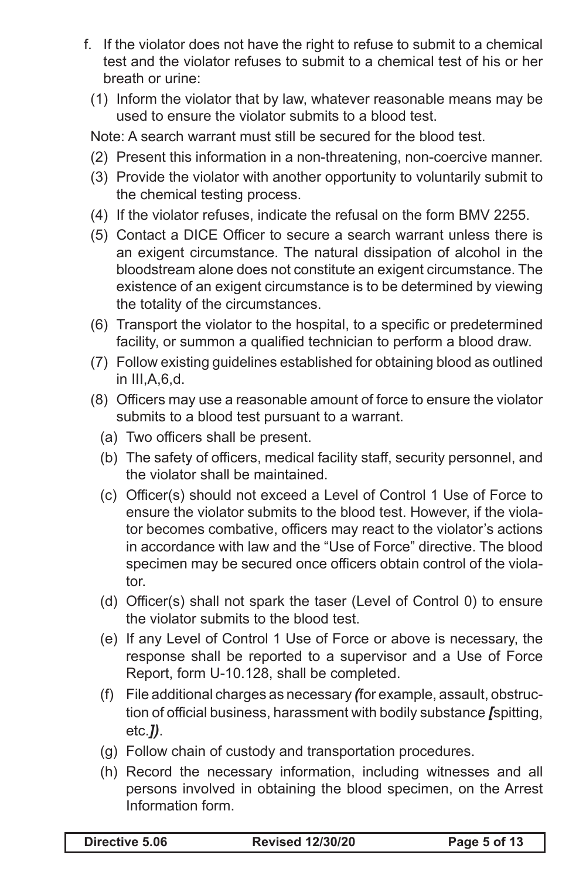f. If the violator does not have the right to refuse to submit to a chemical test and the violator refuses to submit to a chemical test of his or her breath or urine:

   (1) Inform the violator that by law, whatever reasonable means may be used to ensure the violator submits to a blood test.

   Note: A search warrant must still be secured for the blood test.

   (2) Present this information in a non-threatening, non-coercive manner.

   (3) Provide the violator with another opportunity to voluntarily submit to the chemical testing process.

   (4) If the violator refuses, indicate the refusal on the form BMV 2255.

   (5) Contact a DICE Officer to secure a search warrant unless there is an exigent circumstance. The natural dissipation of alcohol in the bloodstream alone does not constitute an exigent circumstance. The existence of an exigent circumstance is to be determined by viewing the totality of the circumstances.

   (6) Transport the violator to the hospital, to a specific or predetermined facility, or summon a qualified technician to perform a blood draw.

   (7) Follow existing guidelines established for obtaining blood as outlined in III,A,6,d.

   (8) Officers may use a reasonable amount of force to ensure the violator submits to a blood test pursuant to a warrant.

      (a) Two officers shall be present.

      (b) The safety of officers, medical facility staff, security personnel, and the violator shall be maintained.

      (c) Officer(s) should not exceed a Level of Control 1 Use of Force to ensure the violator submits to the blood test. However, if the violator becomes combative, officers may react to the violator's actions in accordance with law and the "Use of Force" directive. The blood specimen may be secured once officers obtain control of the violator.

      (d) Officer(s) shall not spark the taser (Level of Control 0) to ensure the violator submits to the blood test.

      (e) If any Level of Control 1 Use of Force or above is necessary, the response shall be reported to a supervisor and a Use of Force Report, form U-10.128, shall be completed.

      (f) File additional charges as necessary ***(***for example, assault, obstruction of official business, harassment with bodily substance ***[***spitting, etc.***])***.

      (g) Follow chain of custody and transportation procedures.

      (h) Record the necessary information, including witnesses and all persons involved in obtaining the blood specimen, on the Arrest Information form.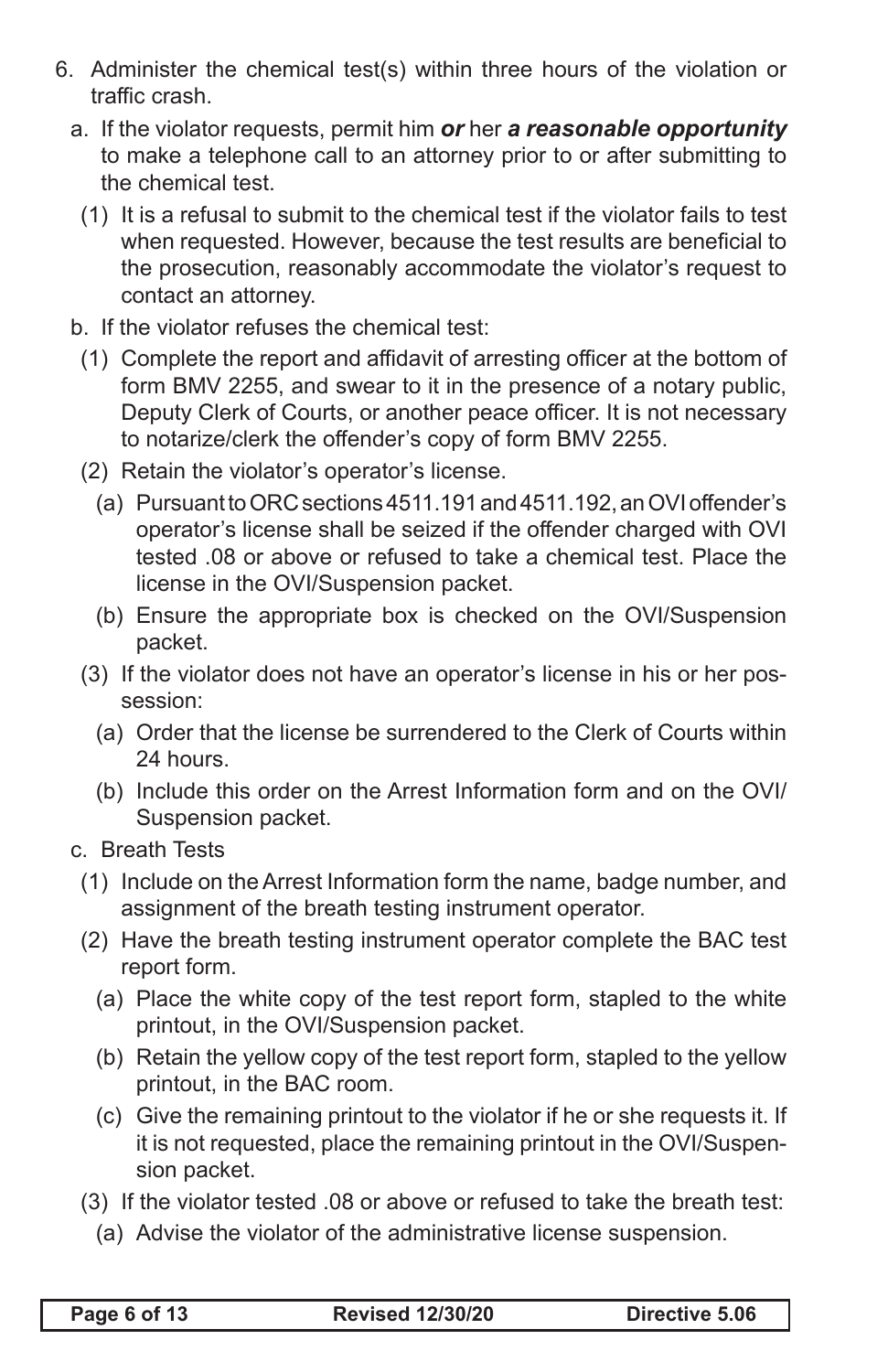6. Administer the chemical test(s) within three hours of the violation or traffic crash.
   a. If the violator requests, permit him ***or*** her ***a reasonable opportunity*** to make a telephone call to an attorney prior to or after submitting to the chemical test.
      (1) It is a refusal to submit to the chemical test if the violator fails to test when requested. However, because the test results are beneficial to the prosecution, reasonably accommodate the violator's request to contact an attorney.
   b. If the violator refuses the chemical test:
      (1) Complete the report and affidavit of arresting officer at the bottom of form BMV 2255, and swear to it in the presence of a notary public, Deputy Clerk of Courts, or another peace officer. It is not necessary to notarize/clerk the offender's copy of form BMV 2255.
      (2) Retain the violator's operator's license.
         (a) Pursuant to ORC sections 4511.191 and 4511.192, an OVI offender's operator's license shall be seized if the offender charged with OVI tested .08 or above or refused to take a chemical test. Place the license in the OVI/Suspension packet.
         (b) Ensure the appropriate box is checked on the OVI/Suspension packet.
      (3) If the violator does not have an operator's license in his or her possession:
         (a) Order that the license be surrendered to the Clerk of Courts within 24 hours.
         (b) Include this order on the Arrest Information form and on the OVI/Suspension packet.
   c. Breath Tests
      (1) Include on the Arrest Information form the name, badge number, and assignment of the breath testing instrument operator.
      (2) Have the breath testing instrument operator complete the BAC test report form.
         (a) Place the white copy of the test report form, stapled to the white printout, in the OVI/Suspension packet.
         (b) Retain the yellow copy of the test report form, stapled to the yellow printout, in the BAC room.
         (c) Give the remaining printout to the violator if he or she requests it. If it is not requested, place the remaining printout in the OVI/Suspension packet.
      (3) If the violator tested .08 or above or refused to take the breath test:
         (a) Advise the violator of the administrative license suspension.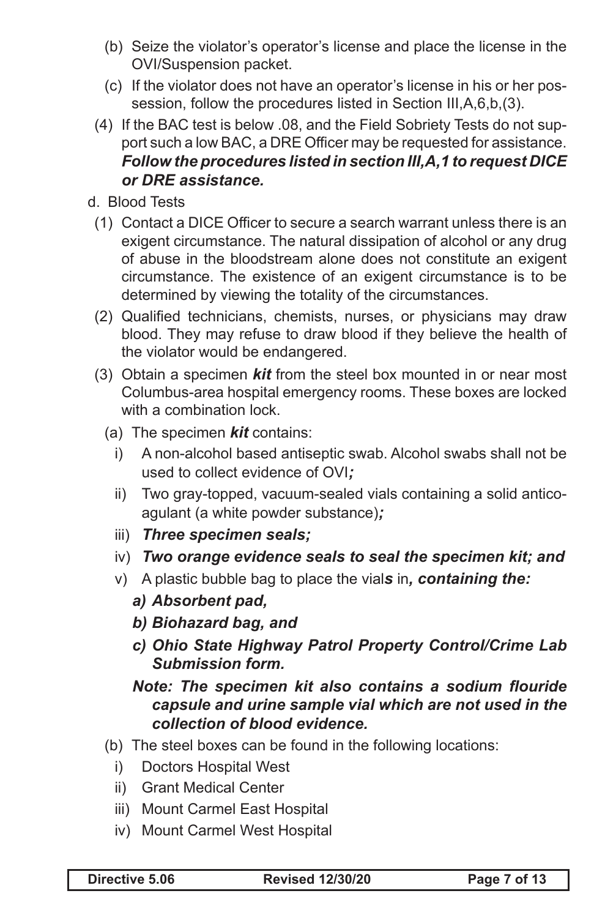(b) Seize the violator's operator's license and place the license in the OVI/Suspension packet.

(c) If the violator does not have an operator's license in his or her possession, follow the procedures listed in Section III,A,6,b,(3).

(4) If the BAC test is below .08, and the Field Sobriety Tests do not support such a low BAC, a DRE Officer may be requested for assistance. ***Follow the procedures listed in section III,A,1 to request DICE or DRE assistance.***

d. Blood Tests

(1) Contact a DICE Officer to secure a search warrant unless there is an exigent circumstance. The natural dissipation of alcohol or any drug of abuse in the bloodstream alone does not constitute an exigent circumstance. The existence of an exigent circumstance is to be determined by viewing the totality of the circumstances.

(2) Qualified technicians, chemists, nurses, or physicians may draw blood. They may refuse to draw blood if they believe the health of the violator would be endangered.

(3) Obtain a specimen ***kit*** from the steel box mounted in or near most Columbus-area hospital emergency rooms. These boxes are locked with a combination lock.

(a) The specimen ***kit*** contains:

i) A non-alcohol based antiseptic swab. Alcohol swabs shall not be used to collect evidence of OVI***;***

ii) Two gray-topped, vacuum-sealed vials containing a solid anticoagulant (a white powder substance)***;***

iii) ***Three specimen seals;***

iv) ***Two orange evidence seals to seal the specimen kit; and***

v) A plastic bubble bag to place the vial***s*** in***, containing the:***

***a) Absorbent pad,***

***b) Biohazard bag, and***

***c) Ohio State Highway Patrol Property Control/Crime Lab Submission form.***

***Note: The specimen kit also contains a sodium flouride capsule and urine sample vial which are not used in the collection of blood evidence.***

(b) The steel boxes can be found in the following locations:

i) Doctors Hospital West

ii) Grant Medical Center

iii) Mount Carmel East Hospital

iv) Mount Carmel West Hospital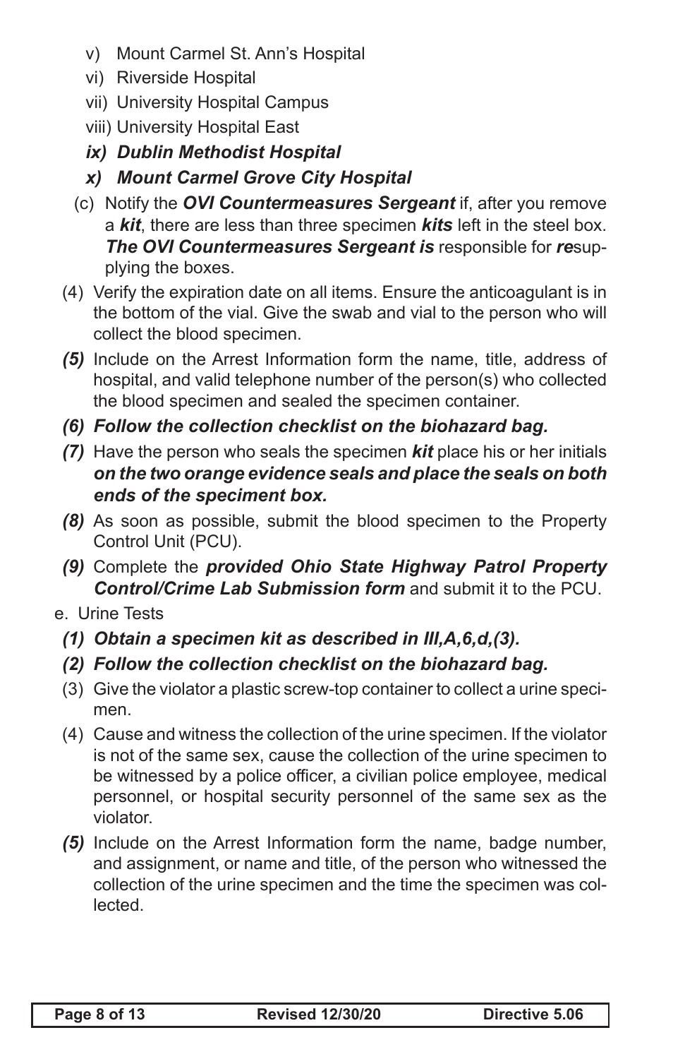- v) Mount Carmel St. Ann's Hospital
- vi) Riverside Hospital
- vii) University Hospital Campus
- viii) University Hospital East
- ***ix) Dublin Methodist Hospital***
- ***x) Mount Carmel Grove City Hospital***

(c) Notify the ***OVI Countermeasures Sergeant*** if, after you remove a ***kit***, there are less than three specimen ***kits*** left in the steel box. ***The OVI Countermeasures Sergeant is*** responsible for ***re***supplying the boxes.

(4) Verify the expiration date on all items. Ensure the anticoagulant is in the bottom of the vial. Give the swab and vial to the person who will collect the blood specimen.

***(5)*** Include on the Arrest Information form the name, title, address of hospital, and valid telephone number of the person(s) who collected the blood specimen and sealed the specimen container.

***(6) Follow the collection checklist on the biohazard bag.***

***(7)*** Have the person who seals the specimen ***kit*** place his or her initials ***on the two orange evidence seals and place the seals on both ends of the speciment box.***

***(8)*** As soon as possible, submit the blood specimen to the Property Control Unit (PCU).

***(9)*** Complete the ***provided Ohio State Highway Patrol Property Control/Crime Lab Submission form*** and submit it to the PCU.

e. Urine Tests

***(1) Obtain a specimen kit as described in III,A,6,d,(3).***

***(2) Follow the collection checklist on the biohazard bag.***

(3) Give the violator a plastic screw-top container to collect a urine specimen.

(4) Cause and witness the collection of the urine specimen. If the violator is not of the same sex, cause the collection of the urine specimen to be witnessed by a police officer, a civilian police employee, medical personnel, or hospital security personnel of the same sex as the violator.

***(5)*** Include on the Arrest Information form the name, badge number, and assignment, or name and title, of the person who witnessed the collection of the urine specimen and the time the specimen was collected.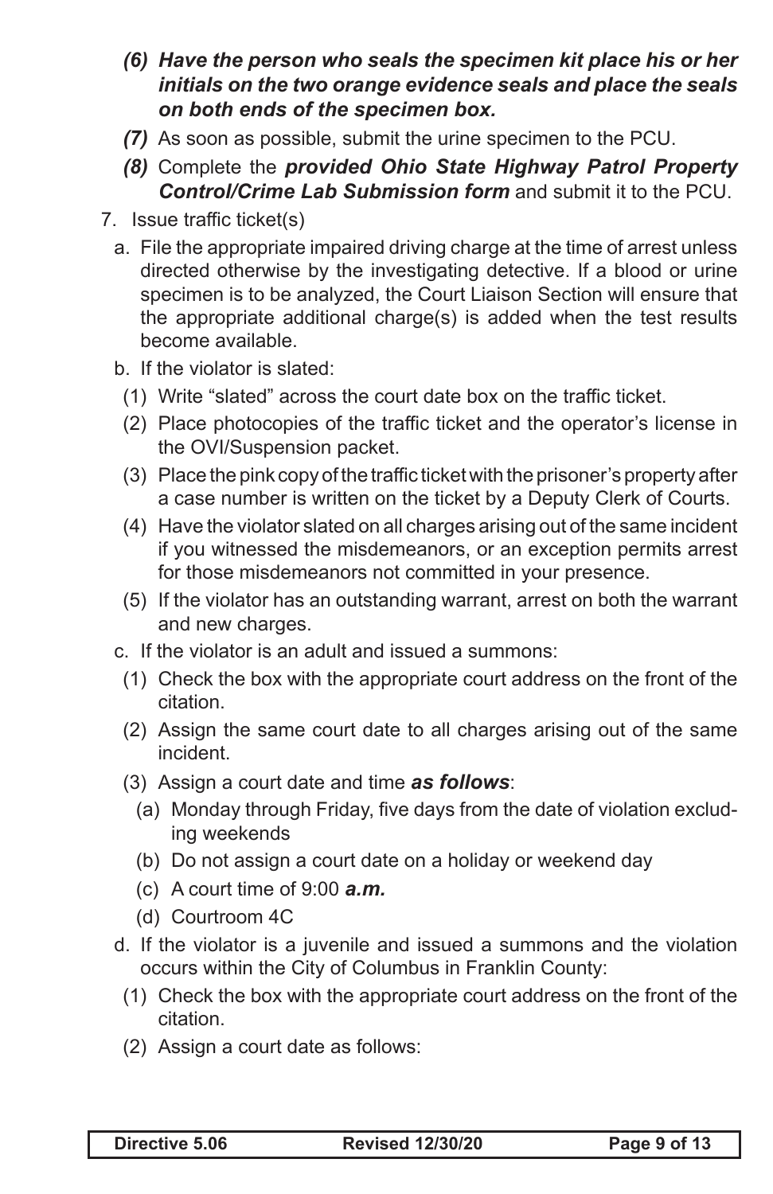*(6)* ***Have the person who seals the specimen kit place his or her initials on the two orange evidence seals and place the seals on both ends of the specimen box.***

*(7)* As soon as possible, submit the urine specimen to the PCU.

*(8)* Complete the ***provided Ohio State Highway Patrol Property Control/Crime Lab Submission form*** and submit it to the PCU.

7. Issue traffic ticket(s)
   a. File the appropriate impaired driving charge at the time of arrest unless directed otherwise by the investigating detective. If a blood or urine specimen is to be analyzed, the Court Liaison Section will ensure that the appropriate additional charge(s) is added when the test results become available.
   b. If the violator is slated:
      (1) Write "slated" across the court date box on the traffic ticket.
      (2) Place photocopies of the traffic ticket and the operator's license in the OVI/Suspension packet.
      (3) Place the pink copy of the traffic ticket with the prisoner's property after a case number is written on the ticket by a Deputy Clerk of Courts.
      (4) Have the violator slated on all charges arising out of the same incident if you witnessed the misdemeanors, or an exception permits arrest for those misdemeanors not committed in your presence.
      (5) If the violator has an outstanding warrant, arrest on both the warrant and new charges.
   c. If the violator is an adult and issued a summons:
      (1) Check the box with the appropriate court address on the front of the citation.
      (2) Assign the same court date to all charges arising out of the same incident.
      (3) Assign a court date and time ***as follows***:
         (a) Monday through Friday, five days from the date of violation excluding weekends
         (b) Do not assign a court date on a holiday or weekend day
         (c) A court time of 9:00 ***a.m.***
         (d) Courtroom 4C
   d. If the violator is a juvenile and issued a summons and the violation occurs within the City of Columbus in Franklin County:
      (1) Check the box with the appropriate court address on the front of the citation.
      (2) Assign a court date as follows: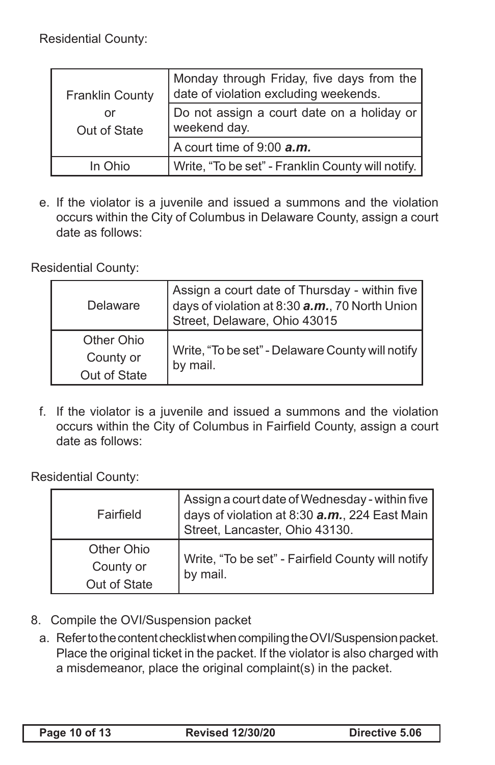Residential County:

| | |
|---|---|
| Franklin County or Out of State | Monday through Friday, five days from the date of violation excluding weekends. |
| | Do not assign a court date on a holiday or weekend day. |
| | A court time of 9:00 ***a.m.*** |
| In Ohio | Write, "To be set" - Franklin County will notify. |

e. If the violator is a juvenile and issued a summons and the violation occurs within the City of Columbus in Delaware County, assign a court date as follows:

Residential County:

| | |
|---|---|
| Delaware | Assign a court date of Thursday - within five days of violation at 8:30 ***a.m.***, 70 North Union Street, Delaware, Ohio 43015 |
| Other Ohio County or Out of State | Write, "To be set" - Delaware County will notify by mail. |

f. If the violator is a juvenile and issued a summons and the violation occurs within the City of Columbus in Fairfield County, assign a court date as follows:

Residential County:

| | |
|---|---|
| Fairfield | Assign a court date of Wednesday - within five days of violation at 8:30 ***a.m.***, 224 East Main Street, Lancaster, Ohio 43130. |
| Other Ohio County or Out of State | Write, "To be set" - Fairfield County will notify by mail. |

8. Compile the OVI/Suspension packet
   a. Refer to the content checklist when compiling the OVI/Suspension packet. Place the original ticket in the packet. If the violator is also charged with a misdemeanor, place the original complaint(s) in the packet.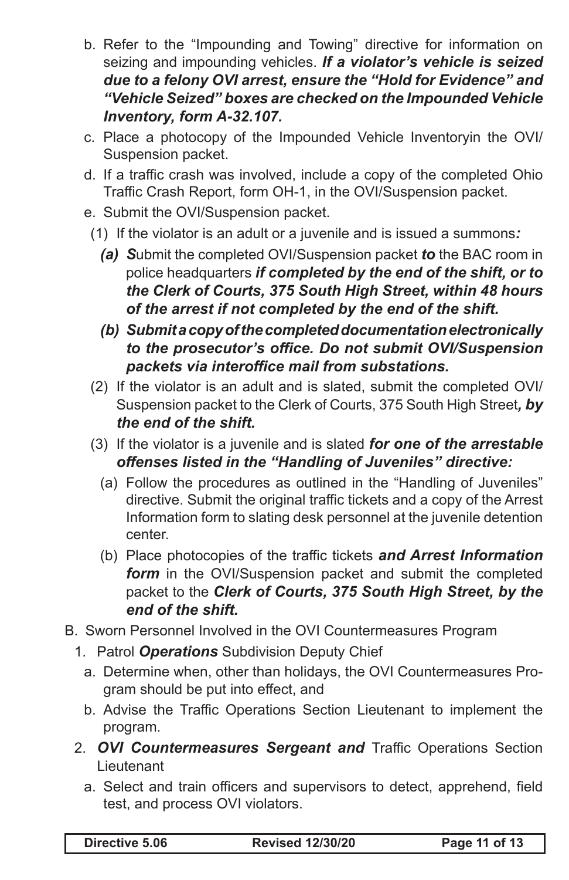b. Refer to the "Impounding and Towing" directive for information on seizing and impounding vehicles. ***If a violator's vehicle is seized due to a felony OVI arrest, ensure the "Hold for Evidence" and "Vehicle Seized" boxes are checked on the Impounded Vehicle Inventory, form A-32.107.***

c. Place a photocopy of the Impounded Vehicle Inventoryin the OVI/ Suspension packet.

d. If a traffic crash was involved, include a copy of the completed Ohio Traffic Crash Report, form OH-1, in the OVI/Suspension packet.

e. Submit the OVI/Suspension packet.

(1) If the violator is an adult or a juvenile and is issued a summons***:***

***(a) S***ubmit the completed OVI/Suspension packet ***to*** the BAC room in police headquarters ***if completed by the end of the shift, or to the Clerk of Courts, 375 South High Street, within 48 hours of the arrest if not completed by the end of the shift.***

***(b) Submit a copy of the completed documentation electronically to the prosecutor's office. Do not submit OVI/Suspension packets via interoffice mail from substations.***

(2) If the violator is an adult and is slated, submit the completed OVI/ Suspension packet to the Clerk of Courts, 375 South High Street***, by the end of the shift.***

(3) If the violator is a juvenile and is slated ***for one of the arrestable offenses listed in the "Handling of Juveniles" directive:***

(a) Follow the procedures as outlined in the "Handling of Juveniles" directive. Submit the original traffic tickets and a copy of the Arrest Information form to slating desk personnel at the juvenile detention center.

(b) Place photocopies of the traffic tickets ***and Arrest Information form*** in the OVI/Suspension packet and submit the completed packet to the ***Clerk of Courts, 375 South High Street, by the end of the shift.***

B. Sworn Personnel Involved in the OVI Countermeasures Program

1. Patrol ***Operations*** Subdivision Deputy Chief

a. Determine when, other than holidays, the OVI Countermeasures Program should be put into effect, and

b. Advise the Traffic Operations Section Lieutenant to implement the program.

2. ***OVI Countermeasures Sergeant and*** Traffic Operations Section Lieutenant

a. Select and train officers and supervisors to detect, apprehend, field test, and process OVI violators.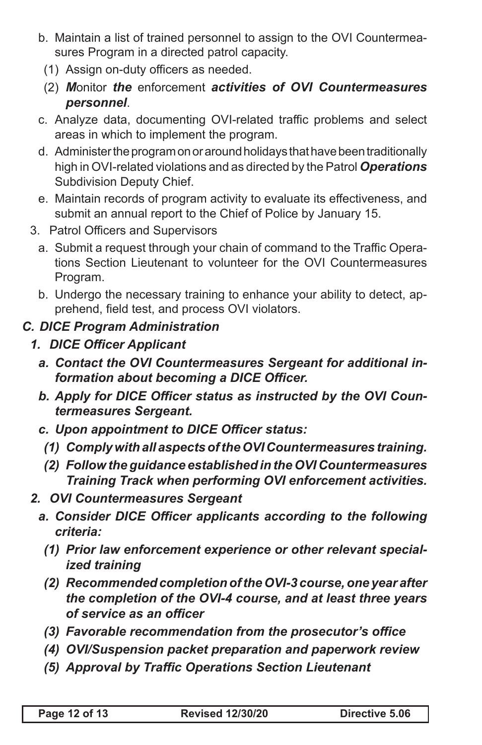b. Maintain a list of trained personnel to assign to the OVI Countermeasures Program in a directed patrol capacity.

   (1) Assign on-duty officers as needed.

   (2) ***M***onitor ***the*** enforcement ***activities of OVI Countermeasures personnel***.

c. Analyze data, documenting OVI-related traffic problems and select areas in which to implement the program.

d. Administer the program on or around holidays that have been traditionally high in OVI-related violations and as directed by the Patrol ***Operations*** Subdivision Deputy Chief.

e. Maintain records of program activity to evaluate its effectiveness, and submit an annual report to the Chief of Police by January 15.

3. Patrol Officers and Supervisors

   a. Submit a request through your chain of command to the Traffic Operations Section Lieutenant to volunteer for the OVI Countermeasures Program.

   b. Undergo the necessary training to enhance your ability to detect, apprehend, field test, and process OVI violators.

***C. DICE Program Administration***

***1. DICE Officer Applicant***

***a. Contact the OVI Countermeasures Sergeant for additional information about becoming a DICE Officer.***

***b. Apply for DICE Officer status as instructed by the OVI Countermeasures Sergeant.***

***c. Upon appointment to DICE Officer status:***

***(1) Comply with all aspects of the OVI Countermeasures training.***

***(2) Follow the guidance established in the OVI Countermeasures Training Track when performing OVI enforcement activities.***

***2. OVI Countermeasures Sergeant***

***a. Consider DICE Officer applicants according to the following criteria:***

***(1) Prior law enforcement experience or other relevant specialized training***

***(2) Recommended completion of the OVI-3 course, one year after the completion of the OVI-4 course, and at least three years of service as an officer***

***(3) Favorable recommendation from the prosecutor's office***

***(4) OVI/Suspension packet preparation and paperwork review***

***(5) Approval by Traffic Operations Section Lieutenant***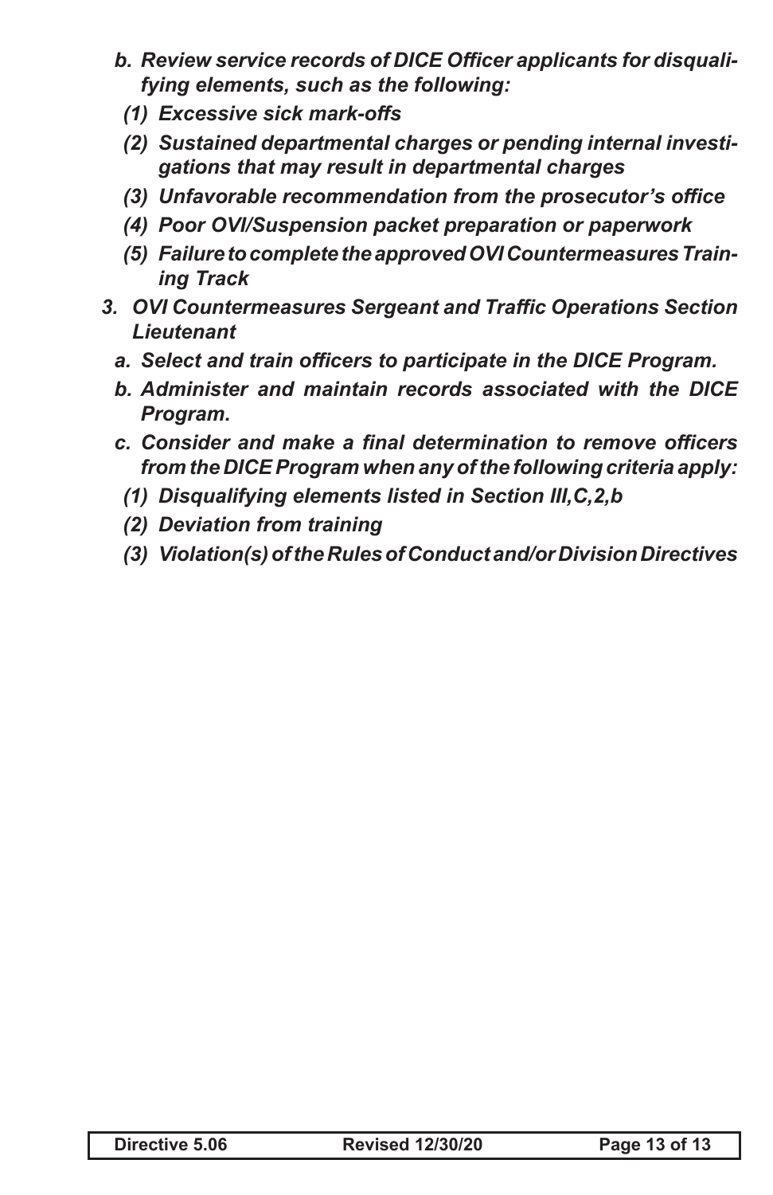*b. Review service records of DICE Officer applicants for disqualifying elements, such as the following:*

*(1) Excessive sick mark-offs*

*(2) Sustained departmental charges or pending internal investigations that may result in departmental charges*

*(3) Unfavorable recommendation from the prosecutor's office*

*(4) Poor OVI/Suspension packet preparation or paperwork*

*(5) Failure to complete the approved OVI Countermeasures Training Track*

*3. OVI Countermeasures Sergeant and Traffic Operations Section Lieutenant*

*a. Select and train officers to participate in the DICE Program.*

*b. Administer and maintain records associated with the DICE Program.*

*c. Consider and make a final determination to remove officers from the DICE Program when any of the following criteria apply:*

*(1) Disqualifying elements listed in Section III,C,2,b*

*(2) Deviation from training*

*(3) Violation(s) of the Rules of Conduct and/or Division Directives*